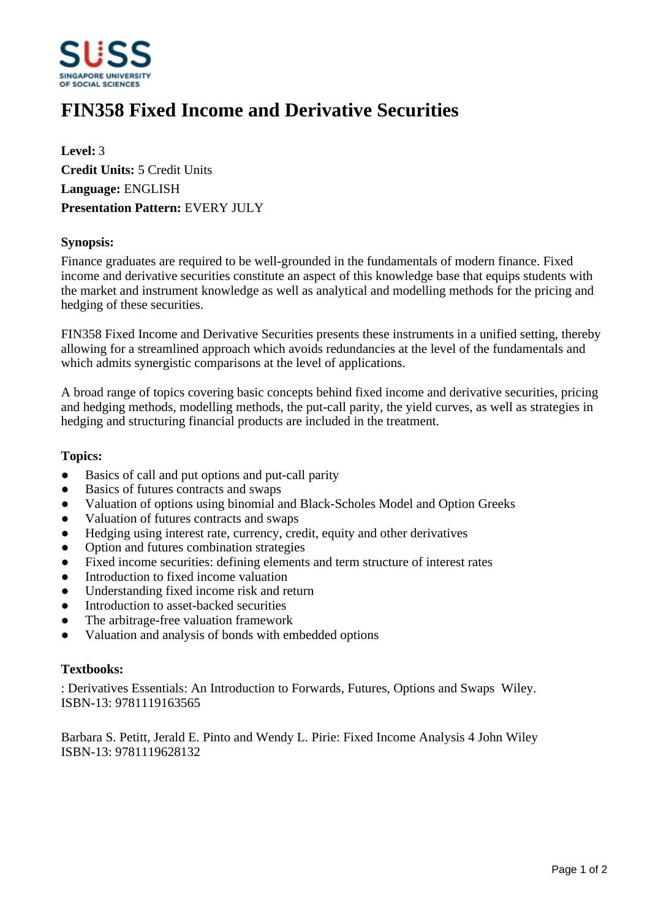# FIN358 Fixed Income and Derivative Securities

**Level:** 3
**Credit Units:** 5 Credit Units
**Language:** ENGLISH
**Presentation Pattern:** EVERY JULY

### Synopsis:

Finance graduates are required to be well-grounded in the fundamentals of modern finance. Fixed income and derivative securities constitute an aspect of this knowledge base that equips students with the market and instrument knowledge as well as analytical and modelling methods for the pricing and hedging of these securities.

FIN358 Fixed Income and Derivative Securities presents these instruments in a unified setting, thereby allowing for a streamlined approach which avoids redundancies at the level of the fundamentals and which admits synergistic comparisons at the level of applications.

A broad range of topics covering basic concepts behind fixed income and derivative securities, pricing and hedging methods, modelling methods, the put-call parity, the yield curves, as well as strategies in hedging and structuring financial products are included in the treatment.

### Topics:

- Basics of call and put options and put-call parity
- Basics of futures contracts and swaps
- Valuation of options using binomial and Black-Scholes Model and Option Greeks
- Valuation of futures contracts and swaps
- Hedging using interest rate, currency, credit, equity and other derivatives
- Option and futures combination strategies
- Fixed income securities: defining elements and term structure of interest rates
- Introduction to fixed income valuation
- Understanding fixed income risk and return
- Introduction to asset-backed securities
- The arbitrage-free valuation framework
- Valuation and analysis of bonds with embedded options

### Textbooks:

: Derivatives Essentials: An Introduction to Forwards, Futures, Options and Swaps Wiley.
ISBN-13: 9781119163565

Barbara S. Petitt, Jerald E. Pinto and Wendy L. Pirie: Fixed Income Analysis 4 John Wiley
ISBN-13: 9781119628132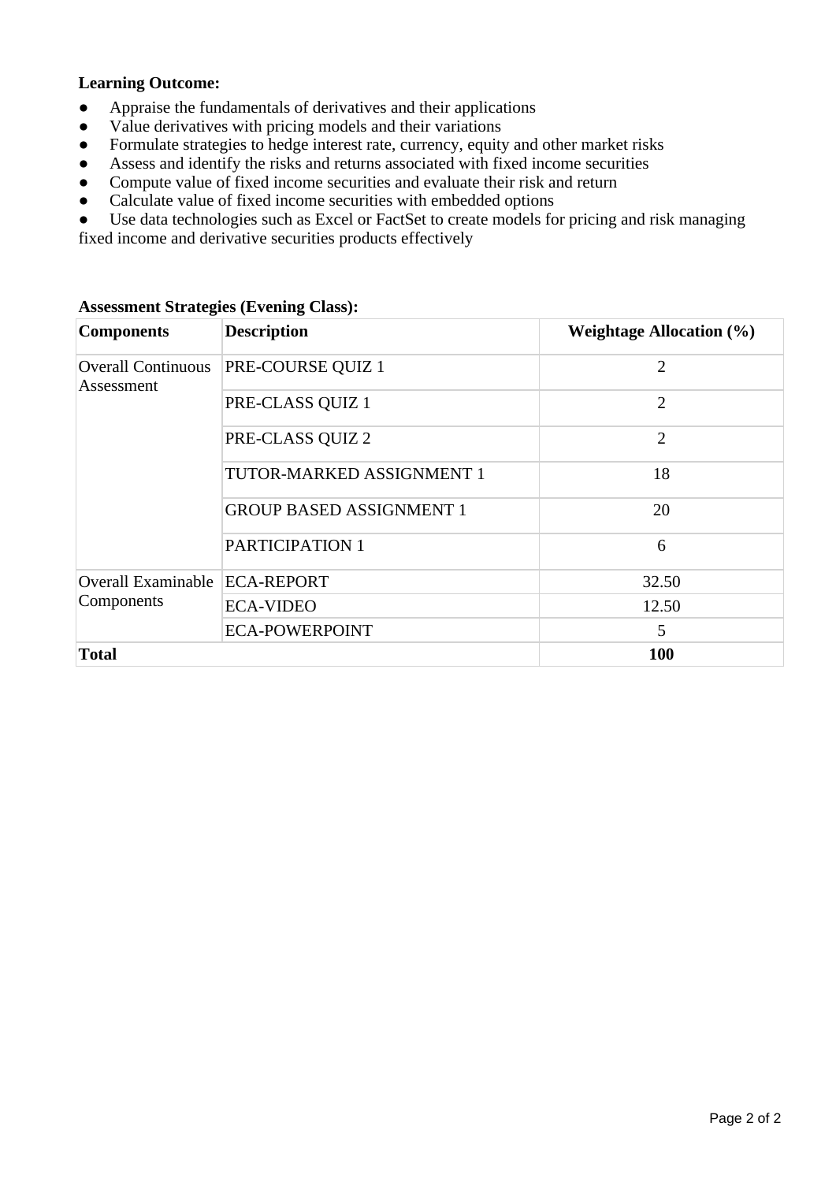**Learning Outcome:**

- Appraise the fundamentals of derivatives and their applications
- Value derivatives with pricing models and their variations
- Formulate strategies to hedge interest rate, currency, equity and other market risks
- Assess and identify the risks and returns associated with fixed income securities
- Compute value of fixed income securities and evaluate their risk and return
- Calculate value of fixed income securities with embedded options
- Use data technologies such as Excel or FactSet to create models for pricing and risk managing fixed income and derivative securities products effectively

**Assessment Strategies (Evening Class):**

| Components | Description | Weightage Allocation (%) |
|---|---|---|
| Overall Continuous Assessment | PRE-COURSE QUIZ 1 | 2 |
| | PRE-CLASS QUIZ 1 | 2 |
| | PRE-CLASS QUIZ 2 | 2 |
| | TUTOR-MARKED ASSIGNMENT 1 | 18 |
| | GROUP BASED ASSIGNMENT 1 | 20 |
| | PARTICIPATION 1 | 6 |
| Overall Examinable Components | ECA-REPORT | 32.50 |
| | ECA-VIDEO | 12.50 |
| | ECA-POWERPOINT | 5 |
| **Total** | | **100** |